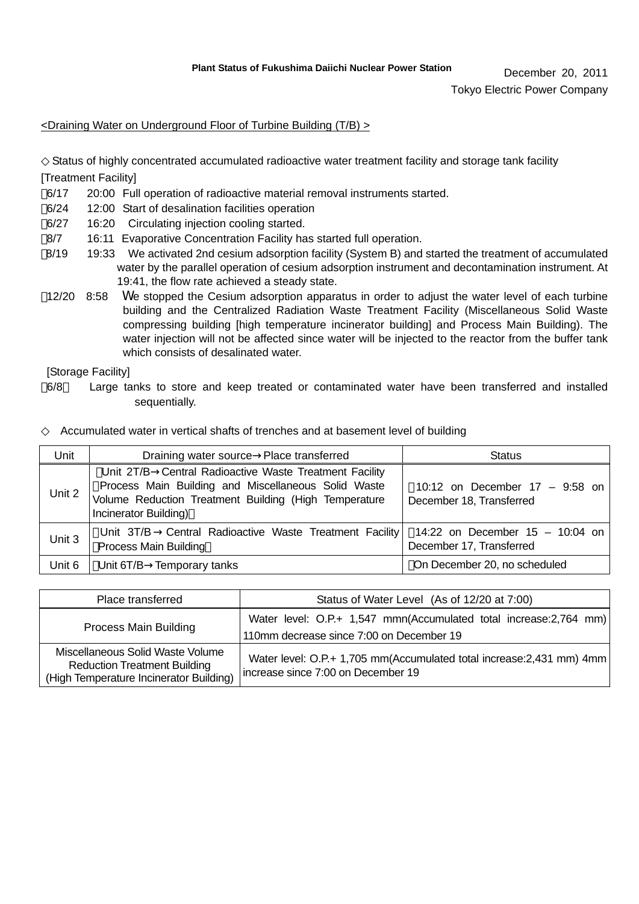**Plant Status of Fukushima Daiichi Nuclear Power Station**

December 20, 2011
Tokyo Electric Power Company

<Draining Water on Underground Floor of Turbine Building (T/B) >

◇ Status of highly concentrated accumulated radioactive water treatment facility and storage tank facility

[Treatment Facility]

- 6/17 20:00 Full operation of radioactive material removal instruments started.
- 6/24 12:00 Start of desalination facilities operation
- 6/27 16:20 Circulating injection cooling started.
- 8/7 16:11 Evaporative Concentration Facility has started full operation.
- 8/19 19:33 We activated 2nd cesium adsorption facility (System B) and started the treatment of accumulated water by the parallel operation of cesium adsorption instrument and decontamination instrument. At 19:41, the flow rate achieved a steady state.
- 12/20 8:58 We stopped the Cesium adsorption apparatus in order to adjust the water level of each turbine building and the Centralized Radiation Waste Treatment Facility (Miscellaneous Solid Waste compressing building [high temperature incinerator building] and Process Main Building). The water injection will not be affected since water will be injected to the reactor from the buffer tank which consists of desalinated water.

[Storage Facility]

- 6/8～ Large tanks to store and keep treated or contaminated water have been transferred and installed sequentially.

◇ Accumulated water in vertical shafts of trenches and at basement level of building

| Unit | Draining water source→Place transferred | Status |
| --- | --- | --- |
| Unit 2 | Unit 2T/B→Central Radioactive Waste Treatment Facility（Process Main Building and Miscellaneous Solid Waste Volume Reduction Treatment Building (High Temperature Incinerator Building)） | 10:12 on December 17 – 9:58 on December 18, Transferred |
| Unit 3 | Unit 3T/B→Central Radioactive Waste Treatment Facility（Process Main Building） | 14:22 on December 15 – 10:04 on December 17, Transferred |
| Unit 6 | Unit 6T/B→Temporary tanks | On December 20, no scheduled |

| Place transferred | Status of Water Level (As of 12/20 at 7:00) |
| --- | --- |
| Process Main Building | Water level: O.P.+ 1,547 mmn(Accumulated total increase:2,764 mm) 110mm decrease since 7:00 on December 19 |
| Miscellaneous Solid Waste Volume Reduction Treatment Building (High Temperature Incinerator Building) | Water level: O.P.+ 1,705 mm(Accumulated total increase:2,431 mm) 4mm increase since 7:00 on December 19 |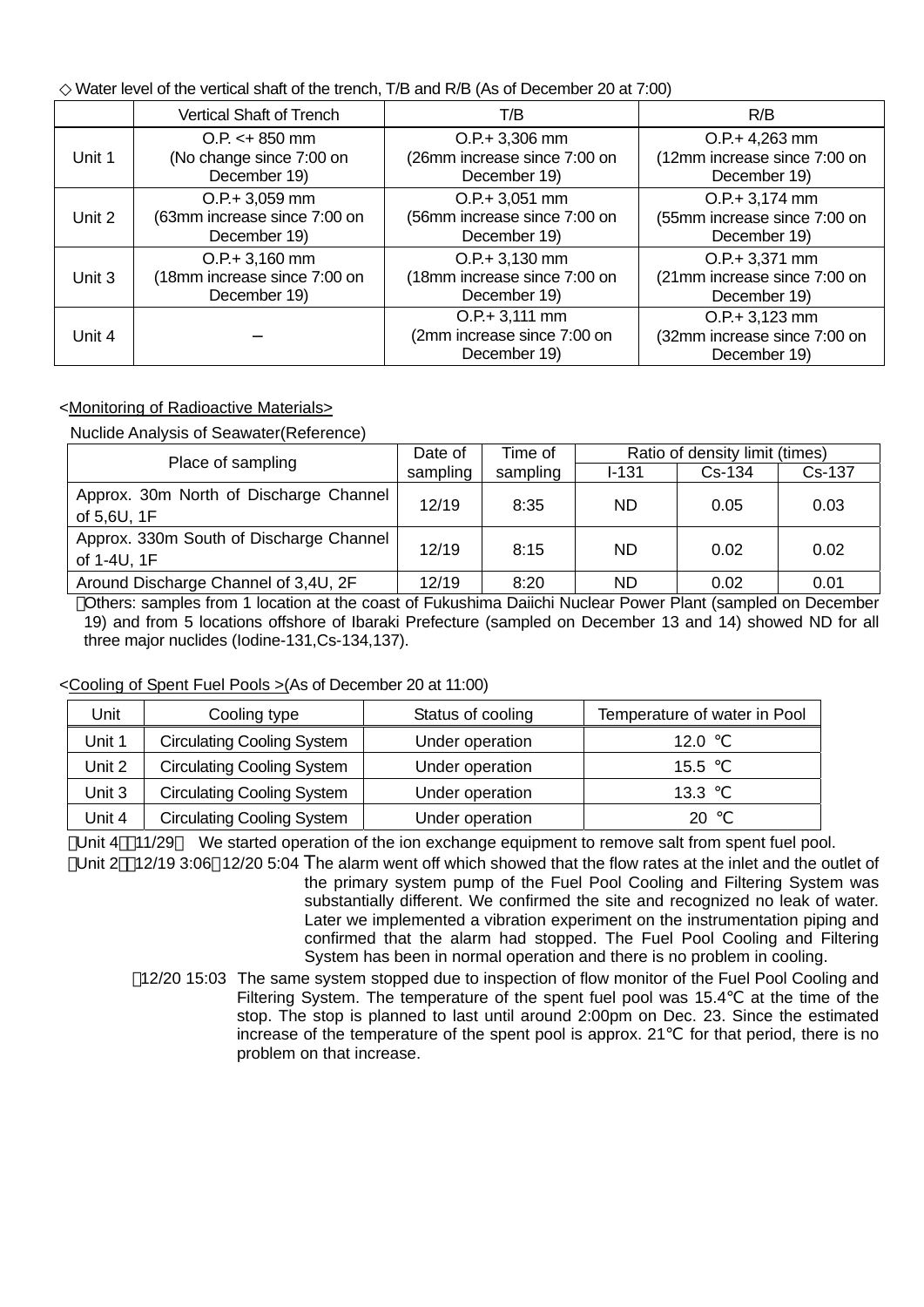◇ Water level of the vertical shaft of the trench, T/B and R/B (As of December 20 at 7:00)

| | Vertical Shaft of Trench | T/B | R/B |
|---|---|---|---|
| Unit 1 | O.P. <+ 850 mm (No change since 7:00 on December 19) | O.P.+ 3,306 mm (26mm increase since 7:00 on December 19) | O.P.+ 4,263 mm (12mm increase since 7:00 on December 19) |
| Unit 2 | O.P.+ 3,059 mm (63mm increase since 7:00 on December 19) | O.P.+ 3,051 mm (56mm increase since 7:00 on December 19) | O.P.+ 3,174 mm (55mm increase since 7:00 on December 19) |
| Unit 3 | O.P.+ 3,160 mm (18mm increase since 7:00 on December 19) | O.P.+ 3,130 mm (18mm increase since 7:00 on December 19) | O.P.+ 3,371 mm (21mm increase since 7:00 on December 19) |
| Unit 4 | – | O.P.+ 3,111 mm (2mm increase since 7:00 on December 19) | O.P.+ 3,123 mm (32mm increase since 7:00 on December 19) |

<Monitoring of Radioactive Materials>

Nuclide Analysis of Seawater(Reference)

| Place of sampling | Date of sampling | Time of sampling | Ratio of density limit (times) | | |
|---|---|---|---|---|---|
| | | | I-131 | Cs-134 | Cs-137 |
| Approx. 30m North of Discharge Channel of 5,6U, 1F | 12/19 | 8:35 | ND | 0.05 | 0.03 |
| Approx. 330m South of Discharge Channel of 1-4U, 1F | 12/19 | 8:15 | ND | 0.02 | 0.02 |
| Around Discharge Channel of 3,4U, 2F | 12/19 | 8:20 | ND | 0.02 | 0.01 |

※Others: samples from 1 location at the coast of Fukushima Daiichi Nuclear Power Plant (sampled on December 19) and from 5 locations offshore of Ibaraki Prefecture (sampled on December 13 and 14) showed ND for all three major nuclides (Iodine-131,Cs-134,137).

<Cooling of Spent Fuel Pools >(As of December 20 at 11:00)

| Unit | Cooling type | Status of cooling | Temperature of water in Pool |
|---|---|---|---|
| Unit 1 | Circulating Cooling System | Under operation | 12.0 ℃ |
| Unit 2 | Circulating Cooling System | Under operation | 15.5 ℃ |
| Unit 3 | Circulating Cooling System | Under operation | 13.3 ℃ |
| Unit 4 | Circulating Cooling System | Under operation | 20 ℃ |

※Unit 4：11/29～ We started operation of the ion exchange equipment to remove salt from spent fuel pool.

※Unit 2：12/19 3:06～12/20 5:04 The alarm went off which showed that the flow rates at the inlet and the outlet of the primary system pump of the Fuel Pool Cooling and Filtering System was substantially different. We confirmed the site and recognized no leak of water. Later we implemented a vibration experiment on the instrumentation piping and confirmed that the alarm had stopped. The Fuel Pool Cooling and Filtering System has been in normal operation and there is no problem in cooling.

：12/20 15:03 The same system stopped due to inspection of flow monitor of the Fuel Pool Cooling and Filtering System. The temperature of the spent fuel pool was 15.4℃ at the time of the stop. The stop is planned to last until around 2:00pm on Dec. 23. Since the estimated increase of the temperature of the spent pool is approx. 21℃ for that period, there is no problem on that increase.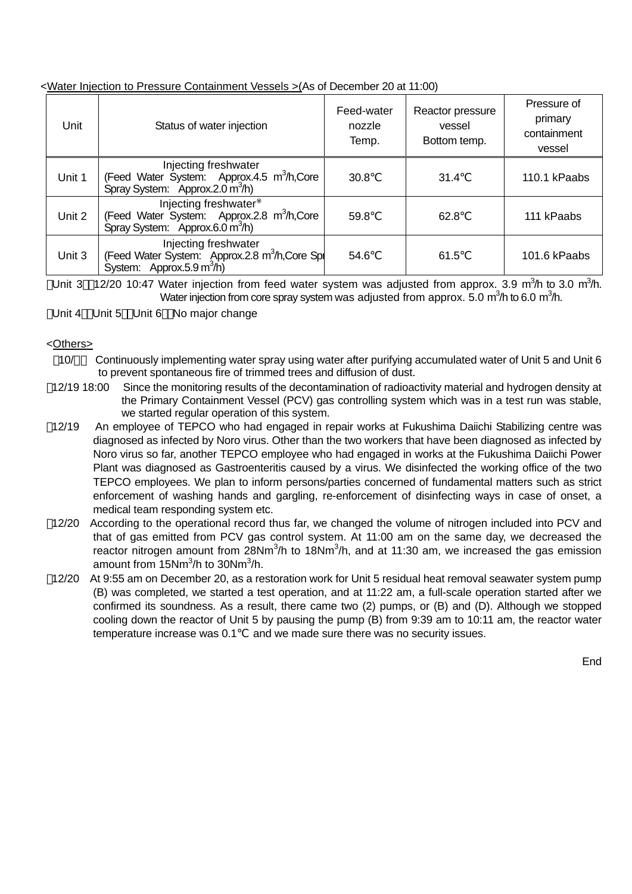<Water Injection to Pressure Containment Vessels >(As of December 20 at 11:00)

| Unit | Status of water injection | Feed-water nozzle Temp. | Reactor pressure vessel Bottom temp. | Pressure of primary containment vessel |
|---|---|---|---|---|
| Unit 1 | Injecting freshwater (Feed Water System: Approx.4.5 $m^3$/h,Core Spray System: Approx.2.0 $m^3$/h) | 30.8℃ | 31.4℃ | 110.1 kPaabs |
| Unit 2 | Injecting freshwater※ (Feed Water System: Approx.2.8 $m^3$/h,Core Spray System: Approx.6.0 $m^3$/h) | 59.8℃ | 62.8℃ | 111 kPaabs |
| Unit 3 | Injecting freshwater (Feed Water System: Approx.2.8 $m^3$/h,Core Spr System: Approx.5.9 $m^3$/h) | 54.6℃ | 61.5℃ | 101.6 kPaabs |

※Unit 3：12/20 10:47 Water injection from feed water system was adjusted from approx. 3.9 $m^3$/h to 3.0 $m^3$/h. Water injection from core spray system was adjusted from approx. 5.0 $m^3$/h to 6.0 $m^3$/h.

・Unit 4、Unit 5、Unit 6：No major change

<Others>

・10/～ Continuously implementing water spray using water after purifying accumulated water of Unit 5 and Unit 6 to prevent spontaneous fire of trimmed trees and diffusion of dust.

・12/19 18:00 Since the monitoring results of the decontamination of radioactivity material and hydrogen density at the Primary Containment Vessel (PCV) gas controlling system which was in a test run was stable, we started regular operation of this system.

・12/19 An employee of TEPCO who had engaged in repair works at Fukushima Daiichi Stabilizing centre was diagnosed as infected by Noro virus. Other than the two workers that have been diagnosed as infected by Noro virus so far, another TEPCO employee who had engaged in works at the Fukushima Daiichi Power Plant was diagnosed as Gastroenteritis caused by a virus. We disinfected the working office of the two TEPCO employees. We plan to inform persons/parties concerned of fundamental matters such as strict enforcement of washing hands and gargling, re-enforcement of disinfecting ways in case of onset, a medical team responding system etc.

・12/20 According to the operational record thus far, we changed the volume of nitrogen included into PCV and that of gas emitted from PCV gas control system. At 11:00 am on the same day, we decreased the reactor nitrogen amount from 28N$m^3$/h to 18N$m^3$/h, and at 11:30 am, we increased the gas emission amount from 15N$m^3$/h to 30N$m^3$/h.

・12/20 At 9:55 am on December 20, as a restoration work for Unit 5 residual heat removal seawater system pump (B) was completed, we started a test operation, and at 11:22 am, a full-scale operation started after we confirmed its soundness. As a result, there came two (2) pumps, or (B) and (D). Although we stopped cooling down the reactor of Unit 5 by pausing the pump (B) from 9:39 am to 10:11 am, the reactor water temperature increase was 0.1℃ and we made sure there was no security issues.

End